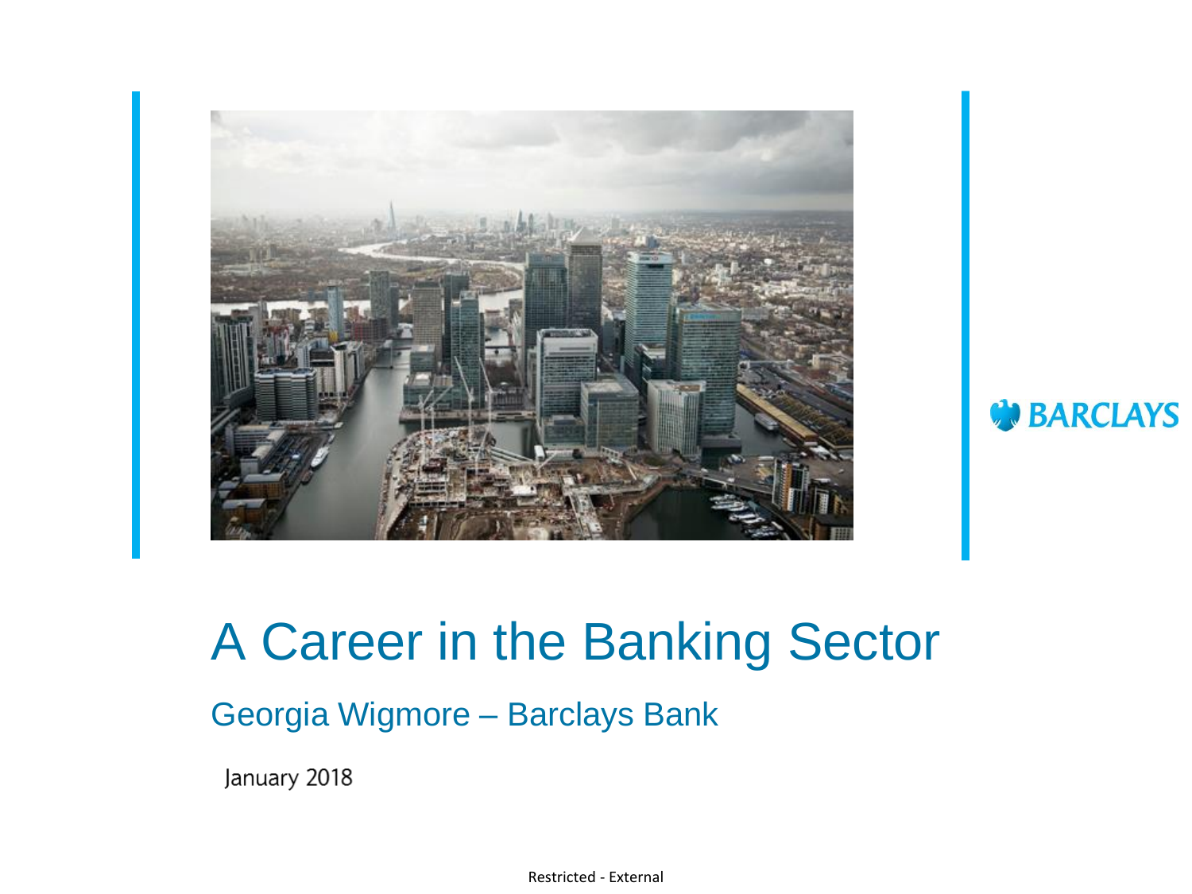BARCLAYS

# A Career in the Banking Sector

## Georgia Wigmore – Barclays Bank

January 2018

Restricted - External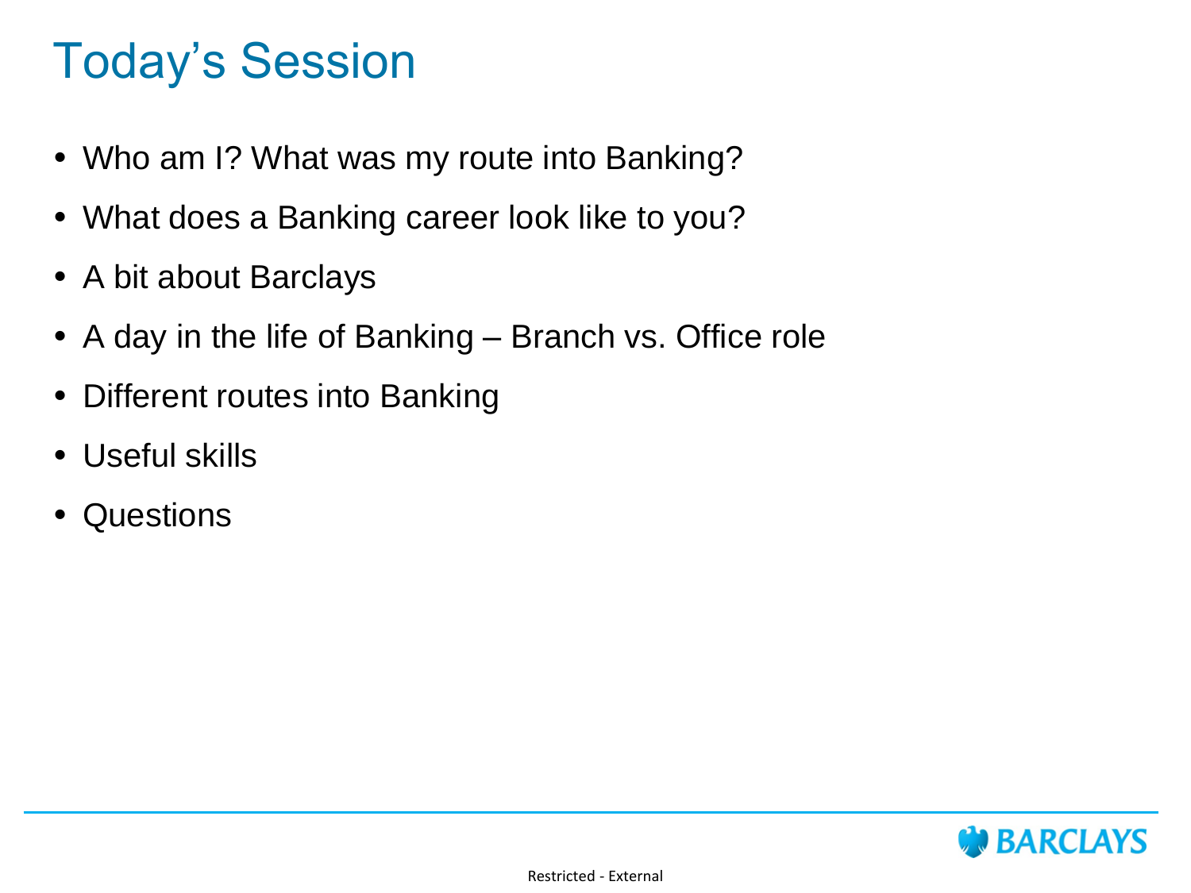# Today's Session

- Who am I? What was my route into Banking?
- What does a Banking career look like to you?
- A bit about Barclays
- A day in the life of Banking – Branch vs. Office role
- Different routes into Banking
- Useful skills
- Questions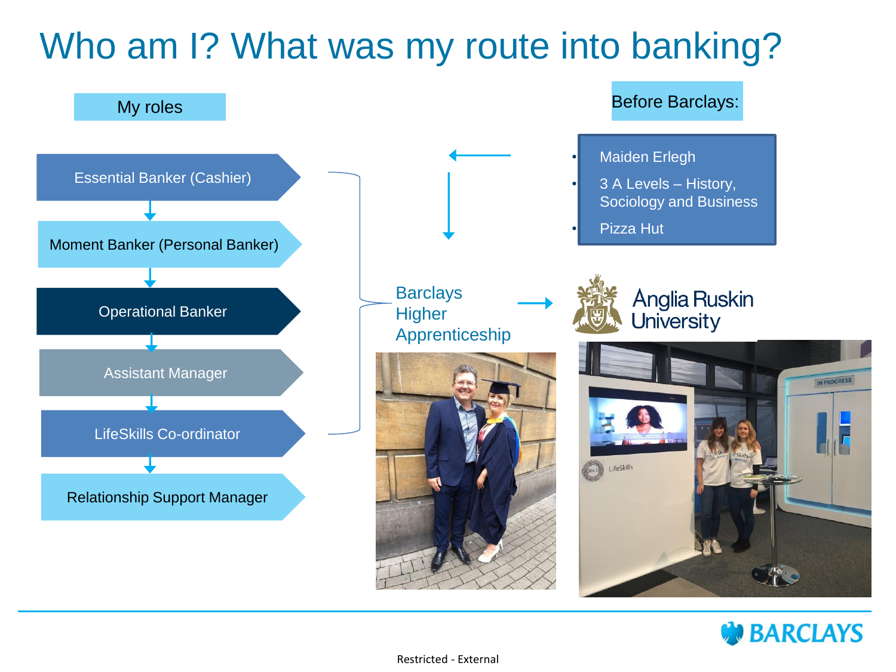# Who am I? What was my route into banking?

## My roles

- Essential Banker (Cashier)
- Moment Banker (Personal Banker)
- Operational Banker
- Assistant Manager
- LifeSkills Co-ordinator
- Relationship Support Manager

Barclays Higher Apprenticeship

## Before Barclays:

- Maiden Erlegh
- 3 A Levels – History, Sociology and Business
- Pizza Hut

Anglia Ruskin University

Restricted - External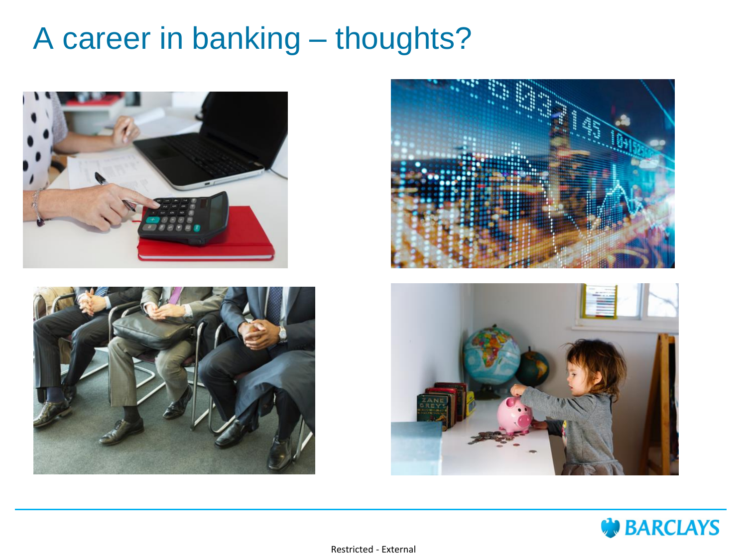# A career in banking – thoughts?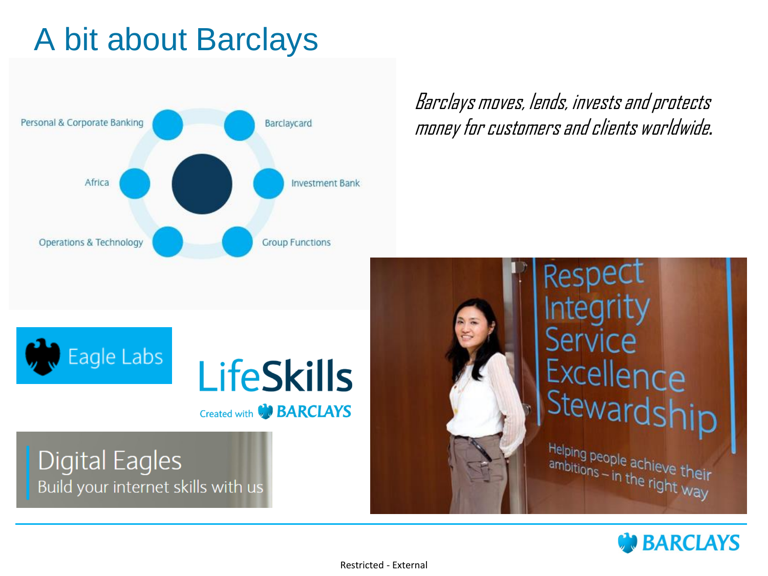# A bit about Barclays

- Personal & Corporate Banking
- Barclaycard
- Africa
- Investment Bank
- Operations & Technology
- Group Functions

*Barclays moves, lends, invests and protects money for customers and clients worldwide.*

Eagle Labs

LifeSkills
Created with BARCLAYS

Digital Eagles
Build your internet skills with us

Respect
Integrity
Service
Excellence
Stewardship

Helping people achieve their ambitions – in the right way

Restricted - External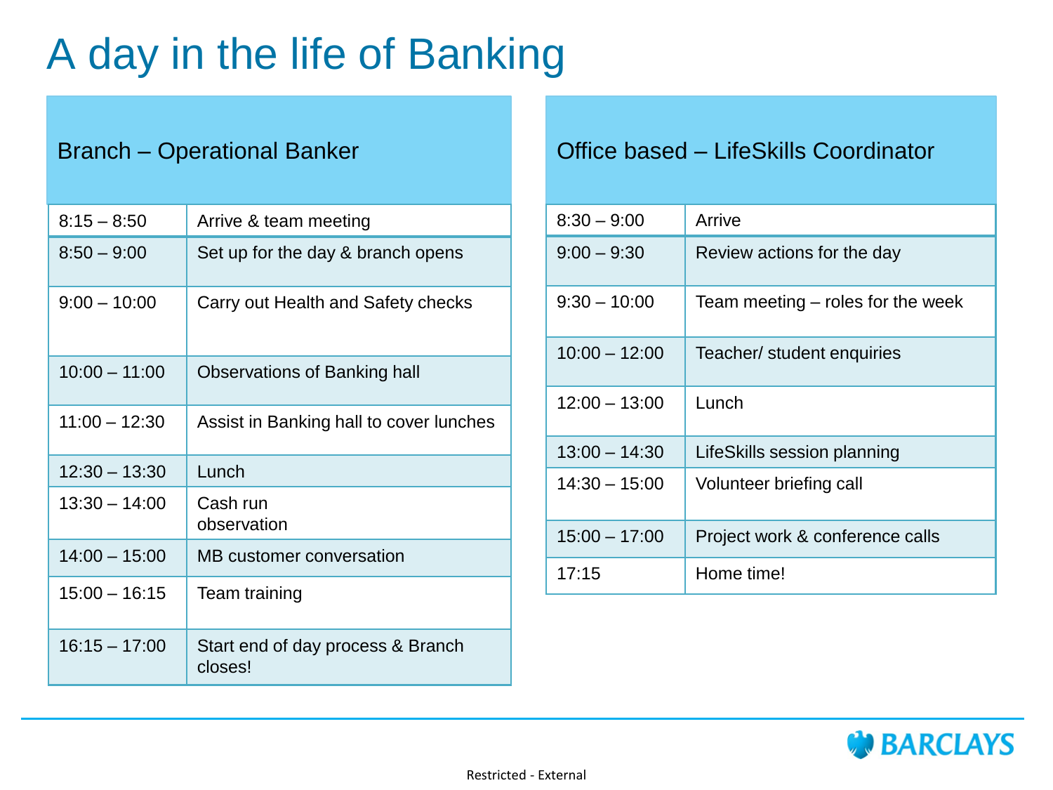# A day in the life of Banking

| Branch – Operational Banker | |
|---|---|
| 8:15 – 8:50 | Arrive & team meeting |
| 8:50 – 9:00 | Set up for the day & branch opens |
| 9:00 – 10:00 | Carry out Health and Safety checks |
| 10:00 – 11:00 | Observations of Banking hall |
| 11:00 – 12:30 | Assist in Banking hall to cover lunches |
| 12:30 – 13:30 | Lunch |
| 13:30 – 14:00 | Cash run observation |
| 14:00 – 15:00 | MB customer conversation |
| 15:00 – 16:15 | Team training |
| 16:15 – 17:00 | Start end of day process & Branch closes! |

| Office based – LifeSkills Coordinator | |
|---|---|
| 8:30 – 9:00 | Arrive |
| 9:00 – 9:30 | Review actions for the day |
| 9:30 – 10:00 | Team meeting – roles for the week |
| 10:00 – 12:00 | Teacher/ student enquiries |
| 12:00 – 13:00 | Lunch |
| 13:00 – 14:30 | LifeSkills session planning |
| 14:30 – 15:00 | Volunteer briefing call |
| 15:00 – 17:00 | Project work & conference calls |
| 17:15 | Home time! |

BARCLAYS

Restricted - External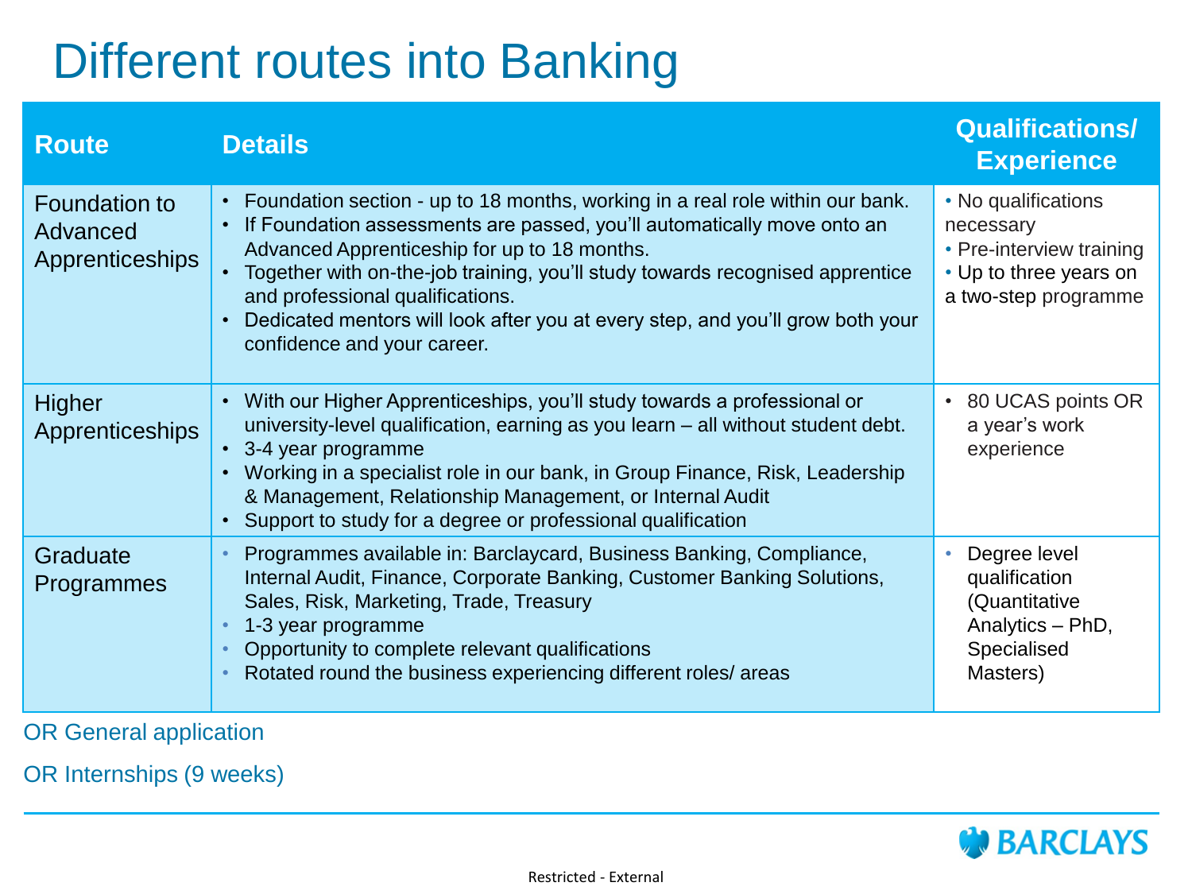# Different routes into Banking

| Route | Details | Qualifications/ Experience |
|---|---|---|
| Foundation to Advanced Apprenticeships | • Foundation section - up to 18 months, working in a real role within our bank.<br>• If Foundation assessments are passed, you'll automatically move onto an Advanced Apprenticeship for up to 18 months.<br>• Together with on-the-job training, you'll study towards recognised apprentice and professional qualifications.<br>• Dedicated mentors will look after you at every step, and you'll grow both your confidence and your career. | • No qualifications necessary<br>• Pre-interview training<br>• Up to three years on a two-step programme |
| Higher Apprenticeships | • With our Higher Apprenticeships, you'll study towards a professional or university-level qualification, earning as you learn – all without student debt.<br>• 3-4 year programme<br>• Working in a specialist role in our bank, in Group Finance, Risk, Leadership & Management, Relationship Management, or Internal Audit<br>• Support to study for a degree or professional qualification | • 80 UCAS points OR a year's work experience |
| Graduate Programmes | • Programmes available in: Barclaycard, Business Banking, Compliance, Internal Audit, Finance, Corporate Banking, Customer Banking Solutions, Sales, Risk, Marketing, Trade, Treasury<br>• 1-3 year programme<br>• Opportunity to complete relevant qualifications<br>• Rotated round the business experiencing different roles/ areas | • Degree level qualification (Quantitative Analytics – PhD, Specialised Masters) |

OR General application

OR Internships (9 weeks)

BARCLAYS

Restricted - External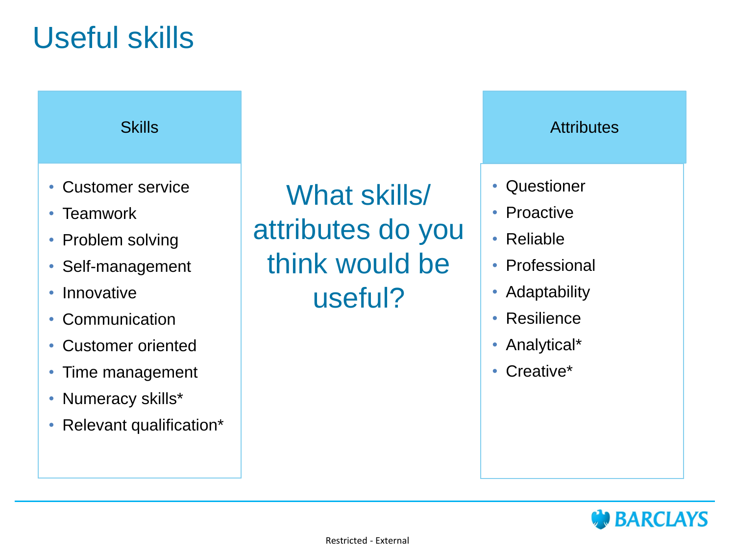# Useful skills

## Skills

- Customer service
- Teamwork
- Problem solving
- Self-management
- Innovative
- Communication
- Customer oriented
- Time management
- Numeracy skills*
- Relevant qualification*

**What skills/ attributes do you think would be useful?**

## Attributes

- Questioner
- Proactive
- Reliable
- Professional
- Adaptability
- Resilience
- Analytical*
- Creative*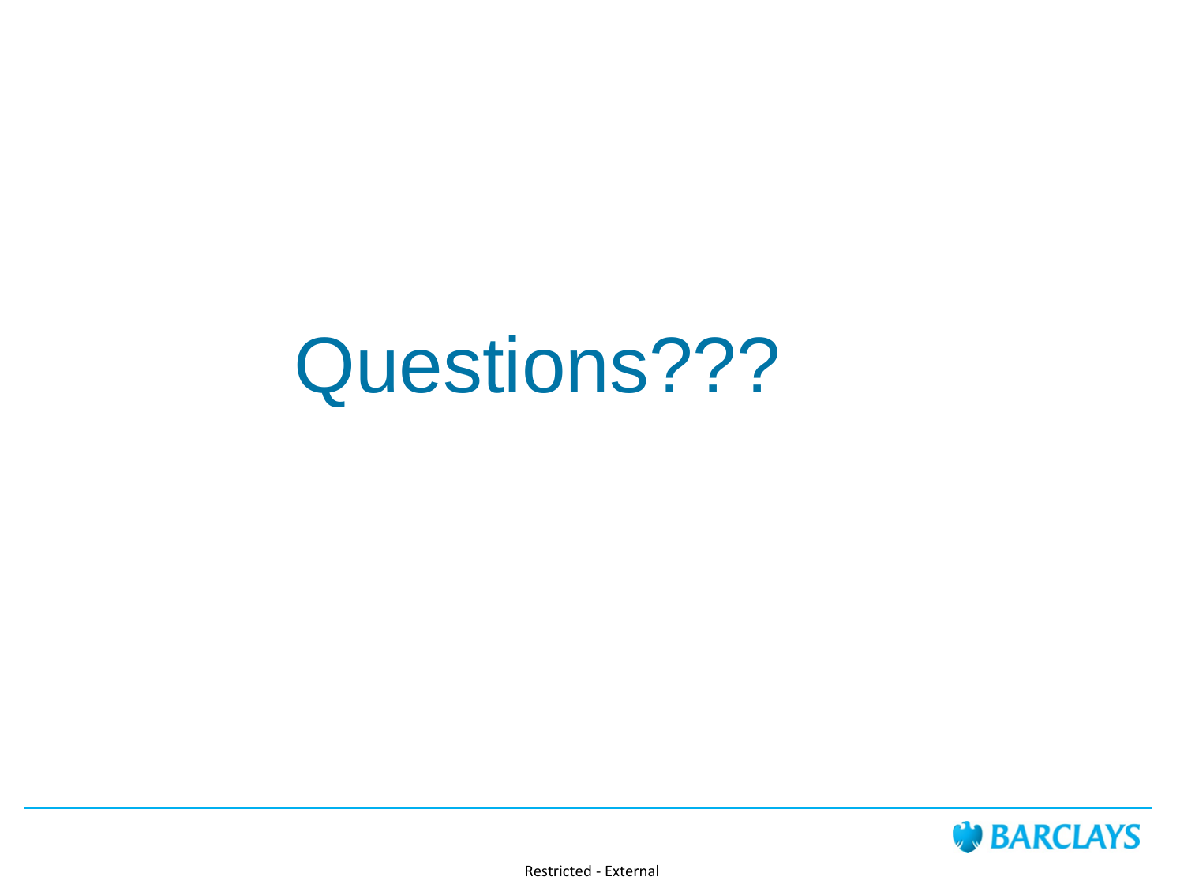# Questions???

Restricted - External